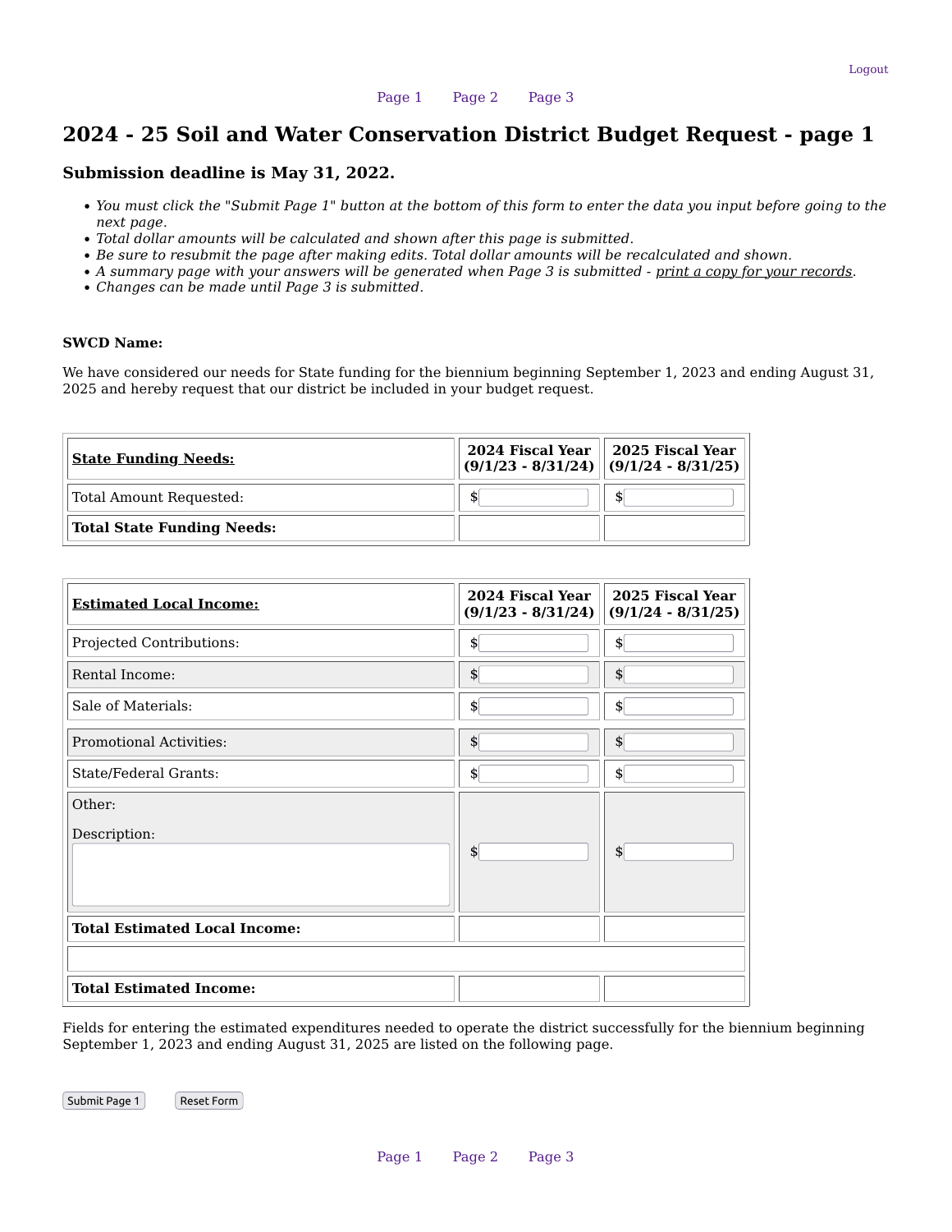Logout

Page 1 Page 2 Page 3

# 2024 - 25 Soil and Water Conservation District Budget Request - page 1

### Submission deadline is May 31, 2022.

- *You must click the "Submit Page 1" button at the bottom of this form to enter the data you input before going to the next page.*
- *Total dollar amounts will be calculated and shown after this page is submitted.*
- *Be sure to resubmit the page after making edits. Total dollar amounts will be recalculated and shown.*
- *A summary page with your answers will be generated when Page 3 is submitted - print a copy for your records.*
- *Changes can be made until Page 3 is submitted.*

**SWCD Name:**

We have considered our needs for State funding for the biennium beginning September 1, 2023 and ending August 31, 2025 and hereby request that our district be included in your budget request.

| **State Funding Needs:** | **2024 Fiscal Year (9/1/23 - 8/31/24)** | **2025 Fiscal Year (9/1/24 - 8/31/25)** |
|---|---|---|
| Total Amount Requested: | $ | $ |
| **Total State Funding Needs:** | | |

| **Estimated Local Income:** | **2024 Fiscal Year (9/1/23 - 8/31/24)** | **2025 Fiscal Year (9/1/24 - 8/31/25)** |
|---|---|---|
| Projected Contributions: | $ | $ |
| Rental Income: | $ | $ |
| Sale of Materials: | $ | $ |
| Promotional Activities: | $ | $ |
| State/Federal Grants: | $ | $ |
| Other: Description: | $ | $ |
| **Total Estimated Local Income:** | | |
| | | |
| **Total Estimated Income:** | | |

Fields for entering the estimated expenditures needed to operate the district successfully for the biennium beginning September 1, 2023 and ending August 31, 2025 are listed on the following page.

Submit Page 1 Reset Form

Page 1 Page 2 Page 3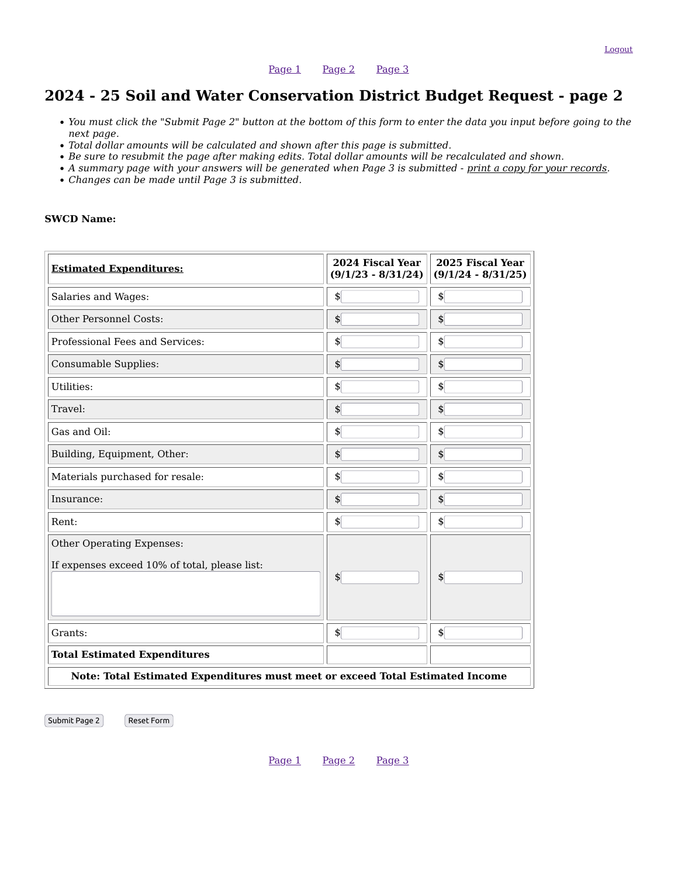Logout

Page 1 Page 2 Page 3

# 2024 - 25 Soil and Water Conservation District Budget Request - page 2

- *You must click the "Submit Page 2" button at the bottom of this form to enter the data you input before going to the next page.*
- *Total dollar amounts will be calculated and shown after this page is submitted.*
- *Be sure to resubmit the page after making edits. Total dollar amounts will be recalculated and shown.*
- *A summary page with your answers will be generated when Page 3 is submitted - print a copy for your records.*
- *Changes can be made until Page 3 is submitted.*

**SWCD Name:**

| **Estimated Expenditures:** | **2024 Fiscal Year (9/1/23 - 8/31/24)** | **2025 Fiscal Year (9/1/24 - 8/31/25)** |
|---|---|---|
| Salaries and Wages: | $ | $ |
| Other Personnel Costs: | $ | $ |
| Professional Fees and Services: | $ | $ |
| Consumable Supplies: | $ | $ |
| Utilities: | $ | $ |
| Travel: | $ | $ |
| Gas and Oil: | $ | $ |
| Building, Equipment, Other: | $ | $ |
| Materials purchased for resale: | $ | $ |
| Insurance: | $ | $ |
| Rent: | $ | $ |
| Other Operating Expenses: If expenses exceed 10% of total, please list: | $ | $ |
| Grants: | $ | $ |
| **Total Estimated Expenditures** | | |
| **Note: Total Estimated Expenditures must meet or exceed Total Estimated Income** | | |

Submit Page 2 Reset Form

Page 1 Page 2 Page 3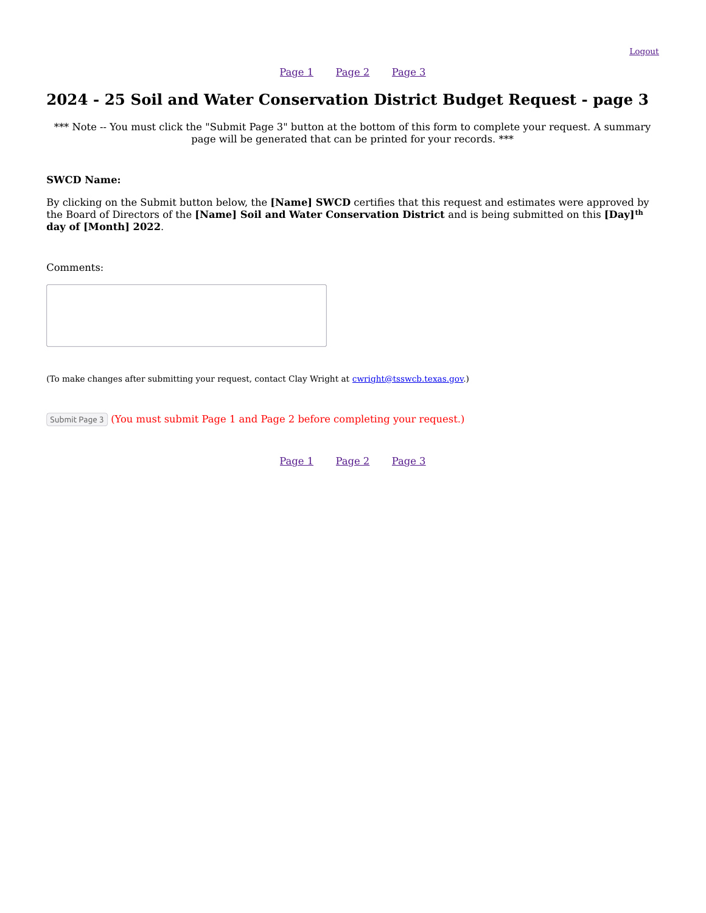Logout

Page 1 Page 2 Page 3

# 2024 - 25 Soil and Water Conservation District Budget Request - page 3

*** Note -- You must click the "Submit Page 3" button at the bottom of this form to complete your request. A summary page will be generated that can be printed for your records. ***

**SWCD Name:**

By clicking on the Submit button below, the **[Name] SWCD** certifies that this request and estimates were approved by the Board of Directors of the **[Name] Soil and Water Conservation District** and is being submitted on this **[Day]th day of [Month] 2022**.

Comments:

(To make changes after submitting your request, contact Clay Wright at cwright@tsswcb.texas.gov.)

Submit Page 3 (You must submit Page 1 and Page 2 before completing your request.)

Page 1 Page 2 Page 3